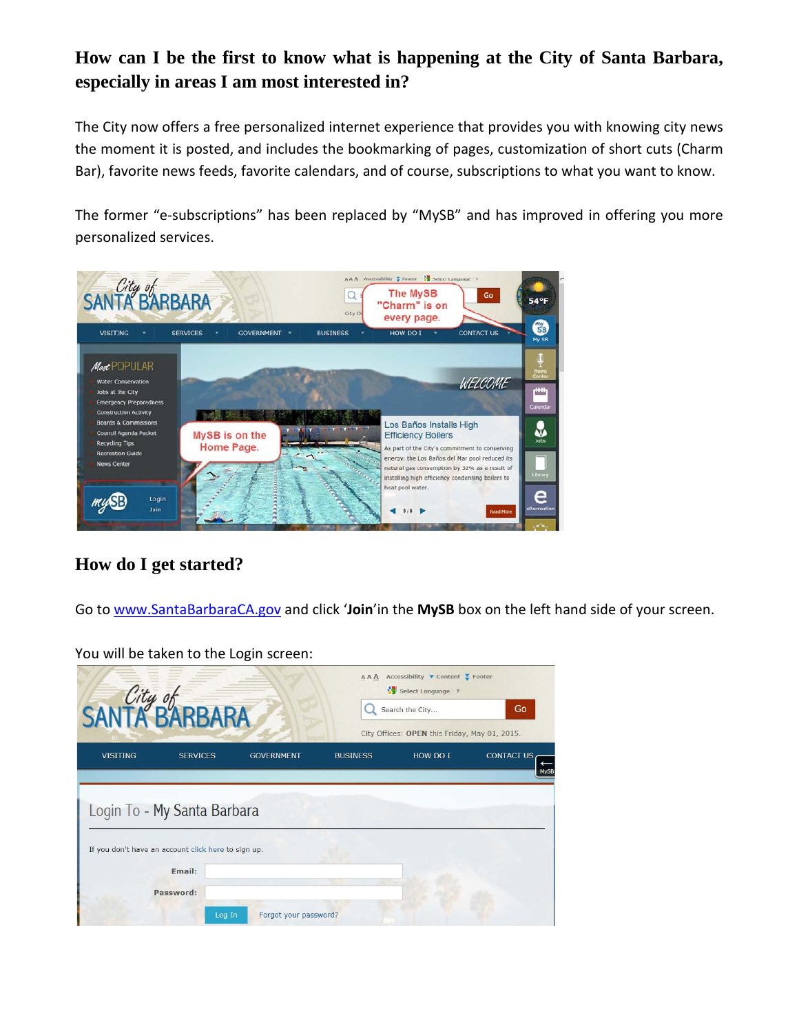## How can I be the first to know what is happening at the City of Santa Barbara, especially in areas I am most interested in?

The City now offers a free personalized internet experience that provides you with knowing city news the moment it is posted, and includes the bookmarking of pages, customization of short cuts (Charm Bar), favorite news feeds, favorite calendars, and of course, subscriptions to what you want to know.

The former "e-subscriptions" has been replaced by "MySB" and has improved in offering you more personalized services.

## How do I get started?

Go to [www.SantaBarbaraCA.gov](http://www.SantaBarbaraCA.gov) and click '**Join**'in the **MySB** box on the left hand side of your screen.

You will be taken to the Login screen: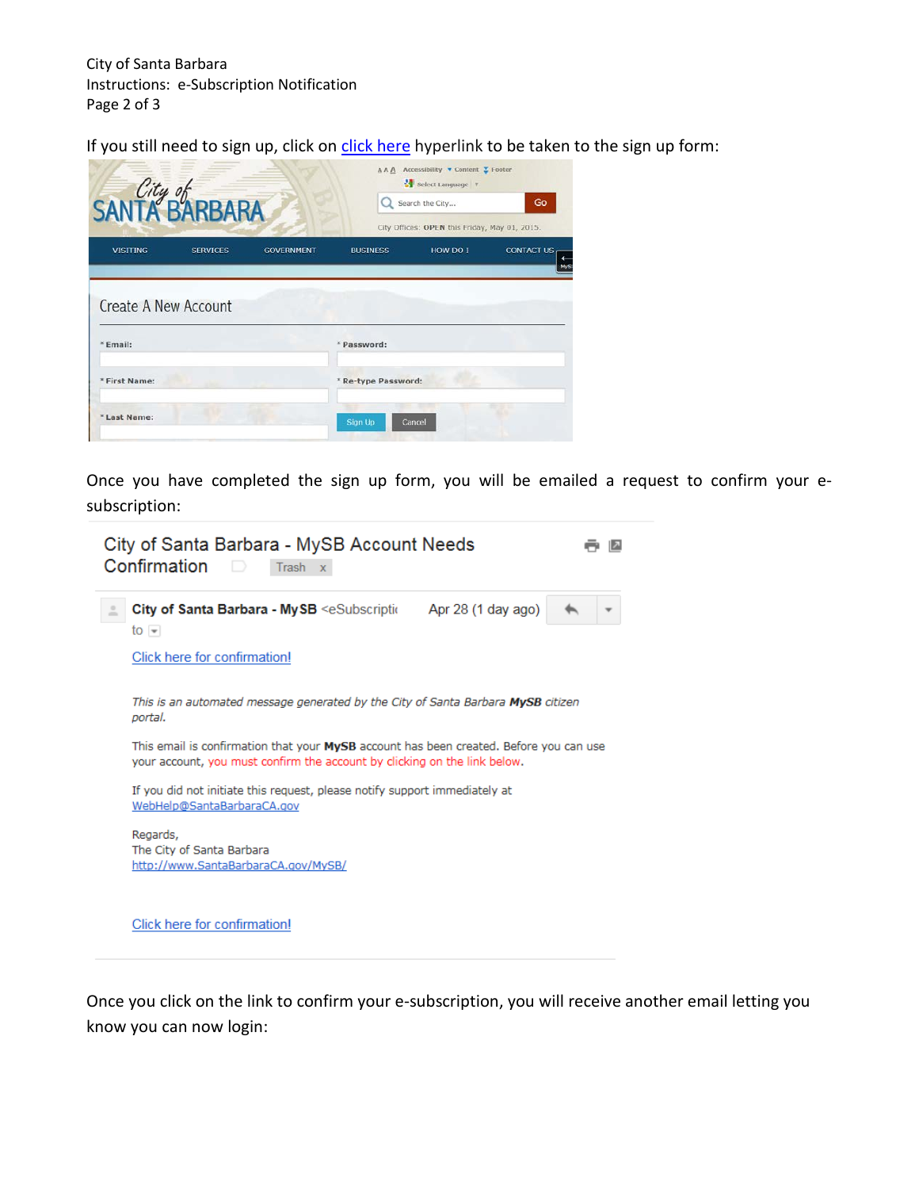If you still need to sign up, click on click here hyperlink to be taken to the sign up form:

City of SANTA BARBARA

Accessibility · Content · Footer · Select Language

Search the City... Go

City Offices: OPEN this Friday, May 01, 2015.

VISITING · SERVICES · GOVERNMENT · BUSINESS · HOW DO I · CONTACT US

## Create A New Account

* Email:
* Password:
* First Name:
* Re-type Password:
* Last Name:

Sign Up · Cancel

Once you have completed the sign up form, you will be emailed a request to confirm your e-subscription:

**City of Santa Barbara - MySB Account Needs Confirmation** Trash x

**City of Santa Barbara - MySB** <eSubscripti... Apr 28 (1 day ago)

to

Click here for confirmation!

*This is an automated message generated by the City of Santa Barbara **MySB** citizen portal.*

This email is confirmation that your **MySB** account has been created. Before you can use your account, you must confirm the account by clicking on the link below.

If you did not initiate this request, please notify support immediately at WebHelp@SantaBarbaraCA.gov

Regards,
The City of Santa Barbara
http://www.SantaBarbaraCA.gov/MySB/

Click here for confirmation!

Once you click on the link to confirm your e-subscription, you will receive another email letting you know you can now login: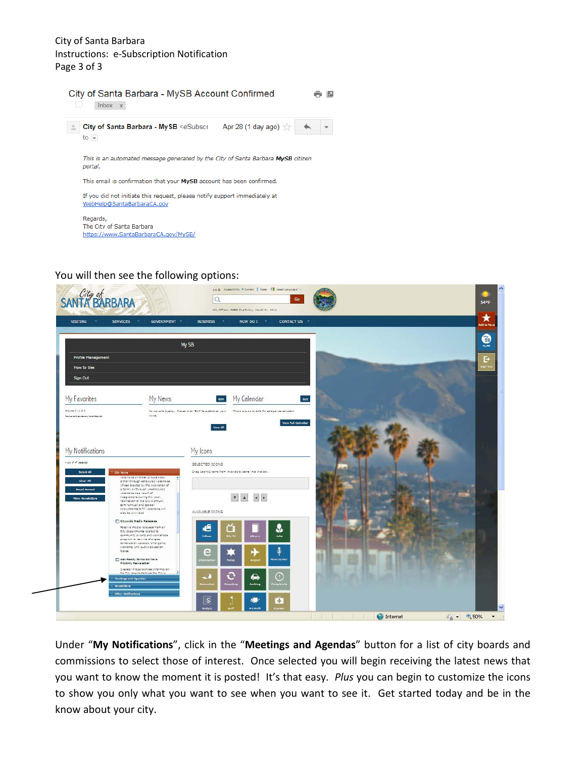City of Santa Barbara - MySB Account Confirmed

Inbox x

**City of Santa Barbara - My SB** <eSubscr    Apr 28 (1 day ago)

to

*This is an automated message generated by the City of Santa Barbara **MySB** citizen portal.*

This email is confirmation that your **MySB** account has been confirmed.

If you did not initiate this request, please notify support immediately at WebHelp@SantaBarbaraCA.gov

Regards,
The City of Santa Barbara
https://www.SantaBarbaraCA.gov/MySB/

You will then see the following options:

Under "**My Notifications**", click in the "**Meetings and Agendas**" button for a list of city boards and commissions to select those of interest. Once selected you will begin receiving the latest news that you want to know the moment it is posted! It's that easy. *Plus* you can begin to customize the icons to show you only what you want to see when you want to see it. Get started today and be in the know about your city.